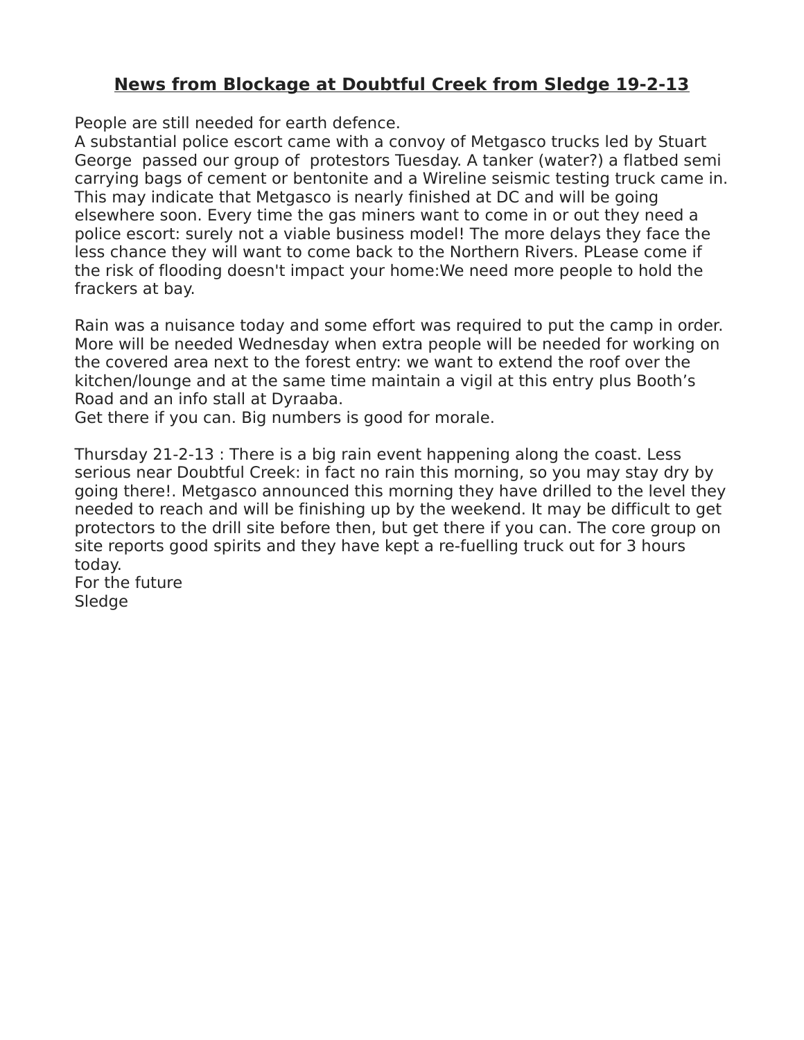# <u>News from Blockage at Doubtful Creek from Sledge 19-2-13</u>

People are still needed for earth defence.
A substantial police escort came with a convoy of Metgasco trucks led by Stuart George passed our group of protestors Tuesday. A tanker (water?) a flatbed semi carrying bags of cement or bentonite and a Wireline seismic testing truck came in. This may indicate that Metgasco is nearly finished at DC and will be going elsewhere soon. Every time the gas miners want to come in or out they need a police escort: surely not a viable business model! The more delays they face the less chance they will want to come back to the Northern Rivers. PLease come if the risk of flooding doesn't impact your home:We need more people to hold the frackers at bay.

Rain was a nuisance today and some effort was required to put the camp in order. More will be needed Wednesday when extra people will be needed for working on the covered area next to the forest entry: we want to extend the roof over the kitchen/lounge and at the same time maintain a vigil at this entry plus Booth's Road and an info stall at Dyraaba.
Get there if you can. Big numbers is good for morale.

Thursday 21-2-13 : There is a big rain event happening along the coast. Less serious near Doubtful Creek: in fact no rain this morning, so you may stay dry by going there!. Metgasco announced this morning they have drilled to the level they needed to reach and will be finishing up by the weekend. It may be difficult to get protectors to the drill site before then, but get there if you can. The core group on site reports good spirits and they have kept a re-fuelling truck out for 3 hours today.
For the future
Sledge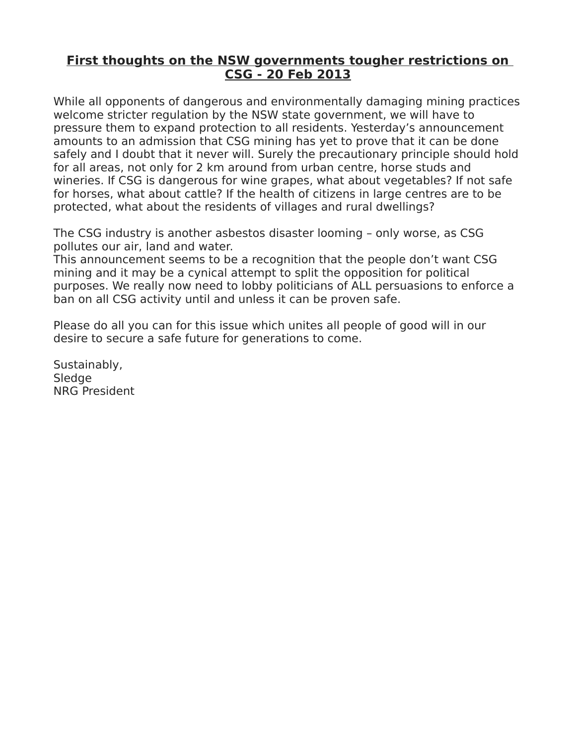## First thoughts on the NSW governments tougher restrictions on CSG - 20 Feb 2013

While all opponents of dangerous and environmentally damaging mining practices welcome stricter regulation by the NSW state government, we will have to pressure them to expand protection to all residents. Yesterday's announcement amounts to an admission that CSG mining has yet to prove that it can be done safely and I doubt that it never will. Surely the precautionary principle should hold for all areas, not only for 2 km around from urban centre, horse studs and wineries. If CSG is dangerous for wine grapes, what about vegetables? If not safe for horses, what about cattle? If the health of citizens in large centres are to be protected, what about the residents of villages and rural dwellings?

The CSG industry is another asbestos disaster looming – only worse, as CSG pollutes our air, land and water.
This announcement seems to be a recognition that the people don't want CSG mining and it may be a cynical attempt to split the opposition for political purposes. We really now need to lobby politicians of ALL persuasions to enforce a ban on all CSG activity until and unless it can be proven safe.

Please do all you can for this issue which unites all people of good will in our desire to secure a safe future for generations to come.

Sustainably,
Sledge
NRG President